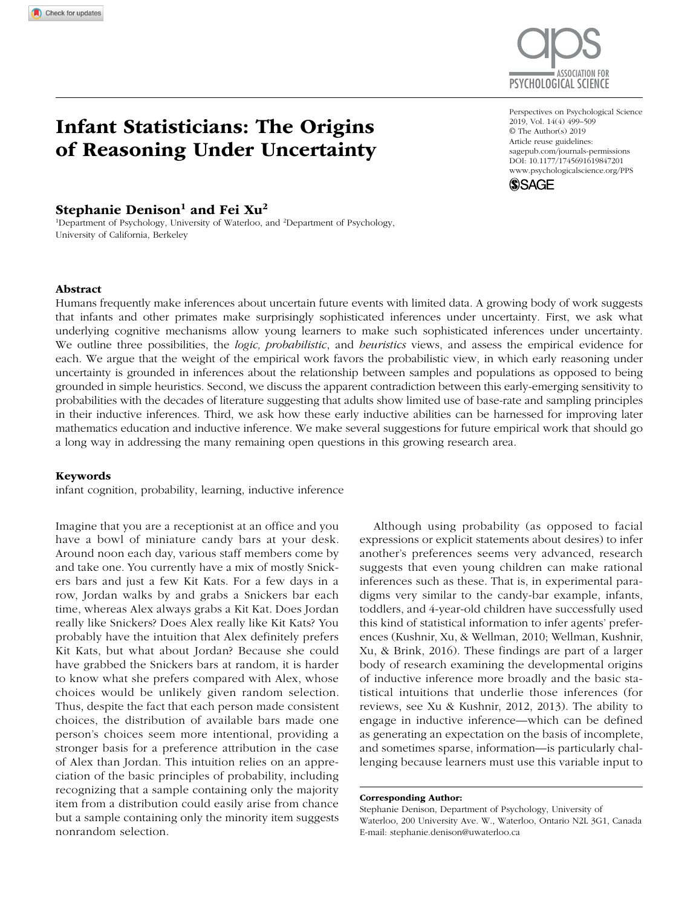# Infant Statisticians: The Origins of Reasoning Under Uncertainty

Perspectives on Psychological Science
2019, Vol. 14(4) 499–509
© The Author(s) 2019
Article reuse guidelines:
sagepub.com/journals-permissions
DOI: 10.1177/1745691619847201
www.psychologicalscience.org/PPS

**Stephanie Denison[1] and Fei Xu[2]**

[1]Department of Psychology, University of Waterloo, and [2]Department of Psychology, University of California, Berkeley

## Abstract

Humans frequently make inferences about uncertain future events with limited data. A growing body of work suggests that infants and other primates make surprisingly sophisticated inferences under uncertainty. First, we ask what underlying cognitive mechanisms allow young learners to make such sophisticated inferences under uncertainty. We outline three possibilities, the *logic, probabilistic*, and *heuristics* views, and assess the empirical evidence for each. We argue that the weight of the empirical work favors the probabilistic view, in which early reasoning under uncertainty is grounded in inferences about the relationship between samples and populations as opposed to being grounded in simple heuristics. Second, we discuss the apparent contradiction between this early-emerging sensitivity to probabilities with the decades of literature suggesting that adults show limited use of base-rate and sampling principles in their inductive inferences. Third, we ask how these early inductive abilities can be harnessed for improving later mathematics education and inductive inference. We make several suggestions for future empirical work that should go a long way in addressing the many remaining open questions in this growing research area.

## Keywords

infant cognition, probability, learning, inductive inference

Imagine that you are a receptionist at an office and you have a bowl of miniature candy bars at your desk. Around noon each day, various staff members come by and take one. You currently have a mix of mostly Snickers bars and just a few Kit Kats. For a few days in a row, Jordan walks by and grabs a Snickers bar each time, whereas Alex always grabs a Kit Kat. Does Jordan really like Snickers? Does Alex really like Kit Kats? You probably have the intuition that Alex definitely prefers Kit Kats, but what about Jordan? Because she could have grabbed the Snickers bars at random, it is harder to know what she prefers compared with Alex, whose choices would be unlikely given random selection. Thus, despite the fact that each person made consistent choices, the distribution of available bars made one person's choices seem more intentional, providing a stronger basis for a preference attribution in the case of Alex than Jordan. This intuition relies on an appreciation of the basic principles of probability, including recognizing that a sample containing only the majority item from a distribution could easily arise from chance but a sample containing only the minority item suggests nonrandom selection.

Although using probability (as opposed to facial expressions or explicit statements about desires) to infer another's preferences seems very advanced, research suggests that even young children can make rational inferences such as these. That is, in experimental paradigms very similar to the candy-bar example, infants, toddlers, and 4-year-old children have successfully used this kind of statistical information to infer agents' preferences (Kushnir, Xu, & Wellman, 2010; Wellman, Kushnir, Xu, & Brink, 2016). These findings are part of a larger body of research examining the developmental origins of inductive inference more broadly and the basic statistical intuitions that underlie those inferences (for reviews, see Xu & Kushnir, 2012, 2013). The ability to engage in inductive inference—which can be defined as generating an expectation on the basis of incomplete, and sometimes sparse, information—is particularly challenging because learners must use this variable input to

**Corresponding Author:**
Stephanie Denison, Department of Psychology, University of Waterloo, 200 University Ave. W., Waterloo, Ontario N2L 3G1, Canada
E-mail: stephanie.denison@uwaterloo.ca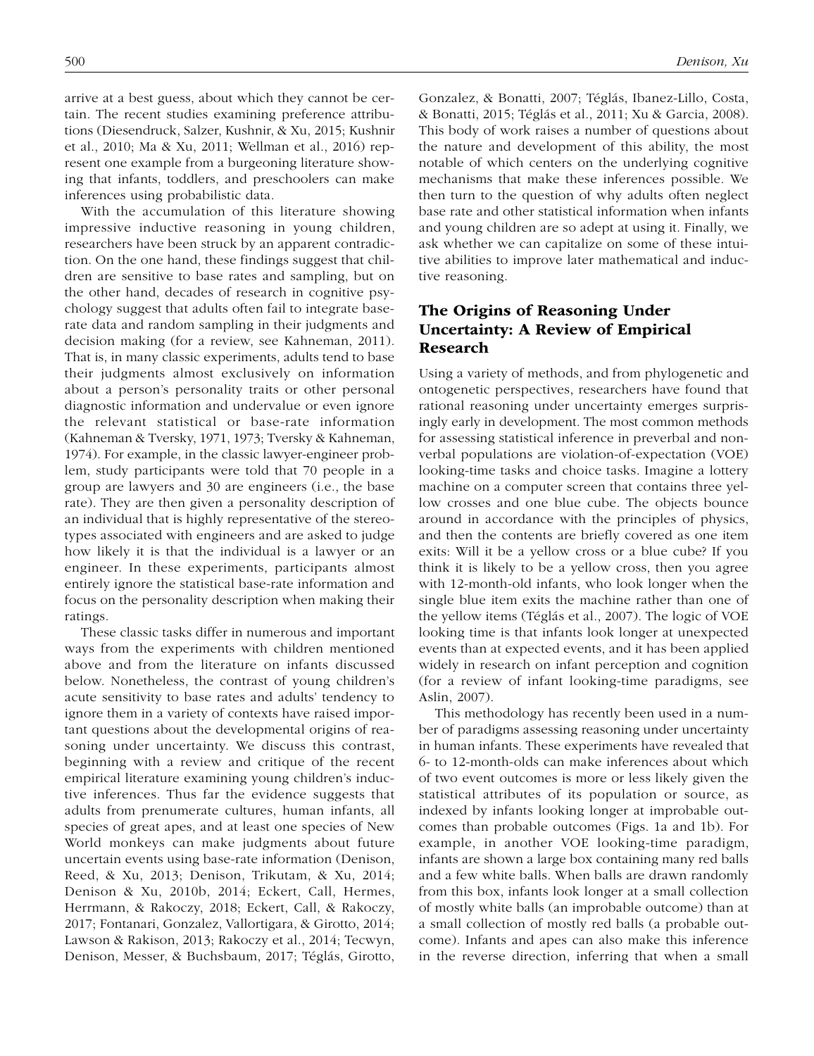arrive at a best guess, about which they cannot be certain. The recent studies examining preference attributions (Diesendruck, Salzer, Kushnir, & Xu, 2015; Kushnir et al., 2010; Ma & Xu, 2011; Wellman et al., 2016) represent one example from a burgeoning literature showing that infants, toddlers, and preschoolers can make inferences using probabilistic data.

With the accumulation of this literature showing impressive inductive reasoning in young children, researchers have been struck by an apparent contradiction. On the one hand, these findings suggest that children are sensitive to base rates and sampling, but on the other hand, decades of research in cognitive psychology suggest that adults often fail to integrate base-rate data and random sampling in their judgments and decision making (for a review, see Kahneman, 2011). That is, in many classic experiments, adults tend to base their judgments almost exclusively on information about a person's personality traits or other personal diagnostic information and undervalue or even ignore the relevant statistical or base-rate information (Kahneman & Tversky, 1971, 1973; Tversky & Kahneman, 1974). For example, in the classic lawyer-engineer problem, study participants were told that 70 people in a group are lawyers and 30 are engineers (i.e., the base rate). They are then given a personality description of an individual that is highly representative of the stereotypes associated with engineers and are asked to judge how likely it is that the individual is a lawyer or an engineer. In these experiments, participants almost entirely ignore the statistical base-rate information and focus on the personality description when making their ratings.

These classic tasks differ in numerous and important ways from the experiments with children mentioned above and from the literature on infants discussed below. Nonetheless, the contrast of young children's acute sensitivity to base rates and adults' tendency to ignore them in a variety of contexts have raised important questions about the developmental origins of reasoning under uncertainty. We discuss this contrast, beginning with a review and critique of the recent empirical literature examining young children's inductive inferences. Thus far the evidence suggests that adults from prenumerate cultures, human infants, all species of great apes, and at least one species of New World monkeys can make judgments about future uncertain events using base-rate information (Denison, Reed, & Xu, 2013; Denison, Trikutam, & Xu, 2014; Denison & Xu, 2010b, 2014; Eckert, Call, Hermes, Herrmann, & Rakoczy, 2018; Eckert, Call, & Rakoczy, 2017; Fontanari, Gonzalez, Vallortigara, & Girotto, 2014; Lawson & Rakison, 2013; Rakoczy et al., 2014; Tecwyn, Denison, Messer, & Buchsbaum, 2017; Téglás, Girotto, Gonzalez, & Bonatti, 2007; Téglás, Ibanez-Lillo, Costa, & Bonatti, 2015; Téglás et al., 2011; Xu & Garcia, 2008). This body of work raises a number of questions about the nature and development of this ability, the most notable of which centers on the underlying cognitive mechanisms that make these inferences possible. We then turn to the question of why adults often neglect base rate and other statistical information when infants and young children are so adept at using it. Finally, we ask whether we can capitalize on some of these intuitive abilities to improve later mathematical and inductive reasoning.

## The Origins of Reasoning Under Uncertainty: A Review of Empirical Research

Using a variety of methods, and from phylogenetic and ontogenetic perspectives, researchers have found that rational reasoning under uncertainty emerges surprisingly early in development. The most common methods for assessing statistical inference in preverbal and nonverbal populations are violation-of-expectation (VOE) looking-time tasks and choice tasks. Imagine a lottery machine on a computer screen that contains three yellow crosses and one blue cube. The objects bounce around in accordance with the principles of physics, and then the contents are briefly covered as one item exits: Will it be a yellow cross or a blue cube? If you think it is likely to be a yellow cross, then you agree with 12-month-old infants, who look longer when the single blue item exits the machine rather than one of the yellow items (Téglás et al., 2007). The logic of VOE looking time is that infants look longer at unexpected events than at expected events, and it has been applied widely in research on infant perception and cognition (for a review of infant looking-time paradigms, see Aslin, 2007).

This methodology has recently been used in a number of paradigms assessing reasoning under uncertainty in human infants. These experiments have revealed that 6- to 12-month-olds can make inferences about which of two event outcomes is more or less likely given the statistical attributes of its population or source, as indexed by infants looking longer at improbable outcomes than probable outcomes (Figs. 1a and 1b). For example, in another VOE looking-time paradigm, infants are shown a large box containing many red balls and a few white balls. When balls are drawn randomly from this box, infants look longer at a small collection of mostly white balls (an improbable outcome) than at a small collection of mostly red balls (a probable outcome). Infants and apes can also make this inference in the reverse direction, inferring that when a small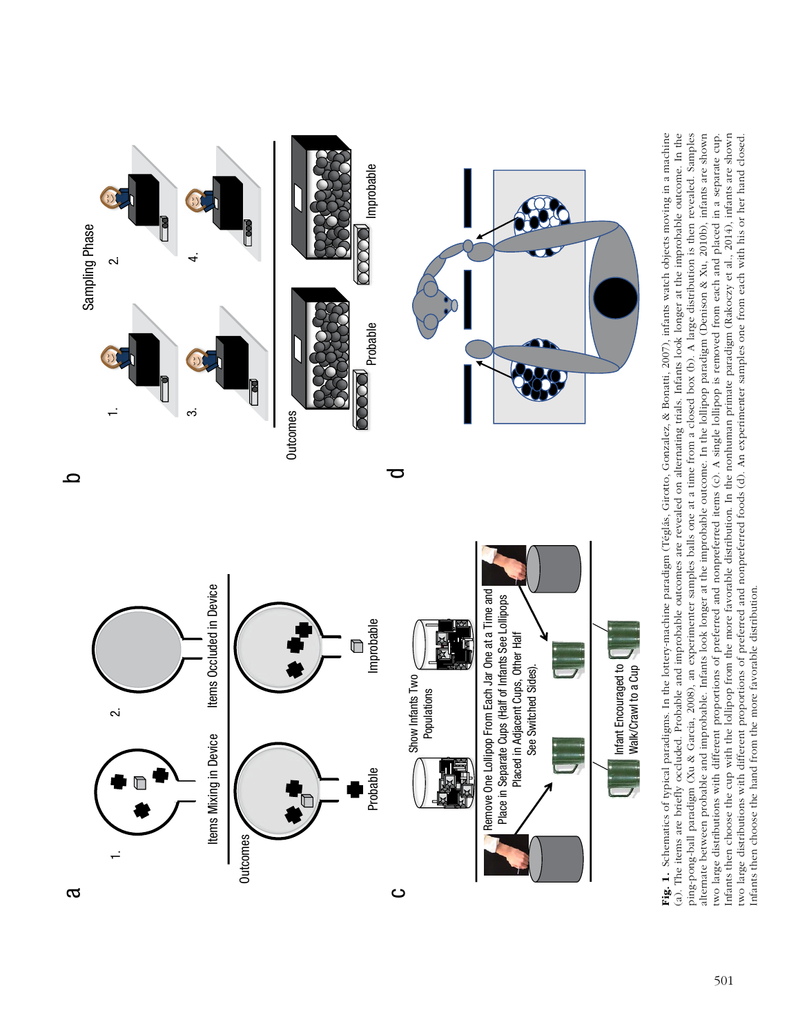**Fig. 1.** Schematics of typical paradigms. In the lottery-machine paradigm (Téglás, Girotto, Gonzalez, & Bonatti, 2007), infants watch objects moving in a machine (a). The items are briefly occluded. Probable and improbable outcomes are revealed on alternating trials. Infants look longer at the improbable outcome. In the ping-pong-ball paradigm (Xu & Garcia, 2008), an experimenter samples balls one at a time from a closed box (b). A large distribution is then revealed. Samples alternate between probable and improbable. Infants look longer at the improbable outcome. In the lollipop paradigm (Denison & Xu, 2010b), infants are shown two large distributions with different proportions of preferred and nonpreferred items (c). A single lollipop is removed from each and placed in a separate cup. Infants then choose the cup with the lollipop from the more favorable distribution. In the nonhuman primate paradigm (Rakoczy et al., 2014), infants are shown two large distributions with different proportions of preferred and nonpreferred foods (d). An experimenter samples one from each with his or her hand closed. Infants then choose the hand from the more favorable distribution.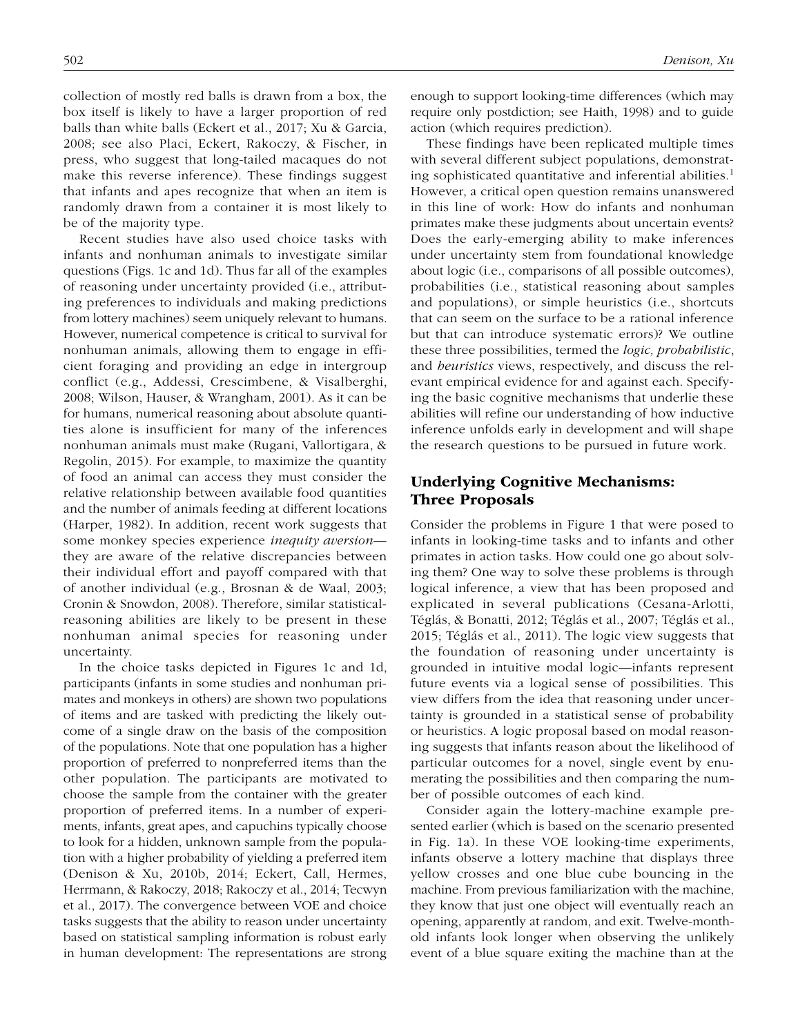collection of mostly red balls is drawn from a box, the box itself is likely to have a larger proportion of red balls than white balls (Eckert et al., 2017; Xu & Garcia, 2008; see also Placi, Eckert, Rakoczy, & Fischer, in press, who suggest that long-tailed macaques do not make this reverse inference). These findings suggest that infants and apes recognize that when an item is randomly drawn from a container it is most likely to be of the majority type.

Recent studies have also used choice tasks with infants and nonhuman animals to investigate similar questions (Figs. 1c and 1d). Thus far all of the examples of reasoning under uncertainty provided (i.e., attributing preferences to individuals and making predictions from lottery machines) seem uniquely relevant to humans. However, numerical competence is critical to survival for nonhuman animals, allowing them to engage in efficient foraging and providing an edge in intergroup conflict (e.g., Addessi, Crescimbene, & Visalberghi, 2008; Wilson, Hauser, & Wrangham, 2001). As it can be for humans, numerical reasoning about absolute quantities alone is insufficient for many of the inferences nonhuman animals must make (Rugani, Vallortigara, & Regolin, 2015). For example, to maximize the quantity of food an animal can access they must consider the relative relationship between available food quantities and the number of animals feeding at different locations (Harper, 1982). In addition, recent work suggests that some monkey species experience *inequity aversion*—they are aware of the relative discrepancies between their individual effort and payoff compared with that of another individual (e.g., Brosnan & de Waal, 2003; Cronin & Snowdon, 2008). Therefore, similar statistical-reasoning abilities are likely to be present in these nonhuman animal species for reasoning under uncertainty.

In the choice tasks depicted in Figures 1c and 1d, participants (infants in some studies and nonhuman primates and monkeys in others) are shown two populations of items and are tasked with predicting the likely outcome of a single draw on the basis of the composition of the populations. Note that one population has a higher proportion of preferred to nonpreferred items than the other population. The participants are motivated to choose the sample from the container with the greater proportion of preferred items. In a number of experiments, infants, great apes, and capuchins typically choose to look for a hidden, unknown sample from the population with a higher probability of yielding a preferred item (Denison & Xu, 2010b, 2014; Eckert, Call, Hermes, Herrmann, & Rakoczy, 2018; Rakoczy et al., 2014; Tecwyn et al., 2017). The convergence between VOE and choice tasks suggests that the ability to reason under uncertainty based on statistical sampling information is robust early in human development: The representations are strong enough to support looking-time differences (which may require only postdiction; see Haith, 1998) and to guide action (which requires prediction).

These findings have been replicated multiple times with several different subject populations, demonstrating sophisticated quantitative and inferential abilities.[1] However, a critical open question remains unanswered in this line of work: How do infants and nonhuman primates make these judgments about uncertain events? Does the early-emerging ability to make inferences under uncertainty stem from foundational knowledge about logic (i.e., comparisons of all possible outcomes), probabilities (i.e., statistical reasoning about samples and populations), or simple heuristics (i.e., shortcuts that can seem on the surface to be a rational inference but that can introduce systematic errors)? We outline these three possibilities, termed the *logic, probabilistic*, and *heuristics* views, respectively, and discuss the relevant empirical evidence for and against each. Specifying the basic cognitive mechanisms that underlie these abilities will refine our understanding of how inductive inference unfolds early in development and will shape the research questions to be pursued in future work.

## Underlying Cognitive Mechanisms: Three Proposals

Consider the problems in Figure 1 that were posed to infants in looking-time tasks and to infants and other primates in action tasks. How could one go about solving them? One way to solve these problems is through logical inference, a view that has been proposed and explicated in several publications (Cesana-Arlotti, Téglás, & Bonatti, 2012; Téglás et al., 2007; Téglás et al., 2015; Téglás et al., 2011). The logic view suggests that the foundation of reasoning under uncertainty is grounded in intuitive modal logic—infants represent future events via a logical sense of possibilities. This view differs from the idea that reasoning under uncertainty is grounded in a statistical sense of probability or heuristics. A logic proposal based on modal reasoning suggests that infants reason about the likelihood of particular outcomes for a novel, single event by enumerating the possibilities and then comparing the number of possible outcomes of each kind.

Consider again the lottery-machine example presented earlier (which is based on the scenario presented in Fig. 1a). In these VOE looking-time experiments, infants observe a lottery machine that displays three yellow crosses and one blue cube bouncing in the machine. From previous familiarization with the machine, they know that just one object will eventually reach an opening, apparently at random, and exit. Twelve-month-old infants look longer when observing the unlikely event of a blue square exiting the machine than at the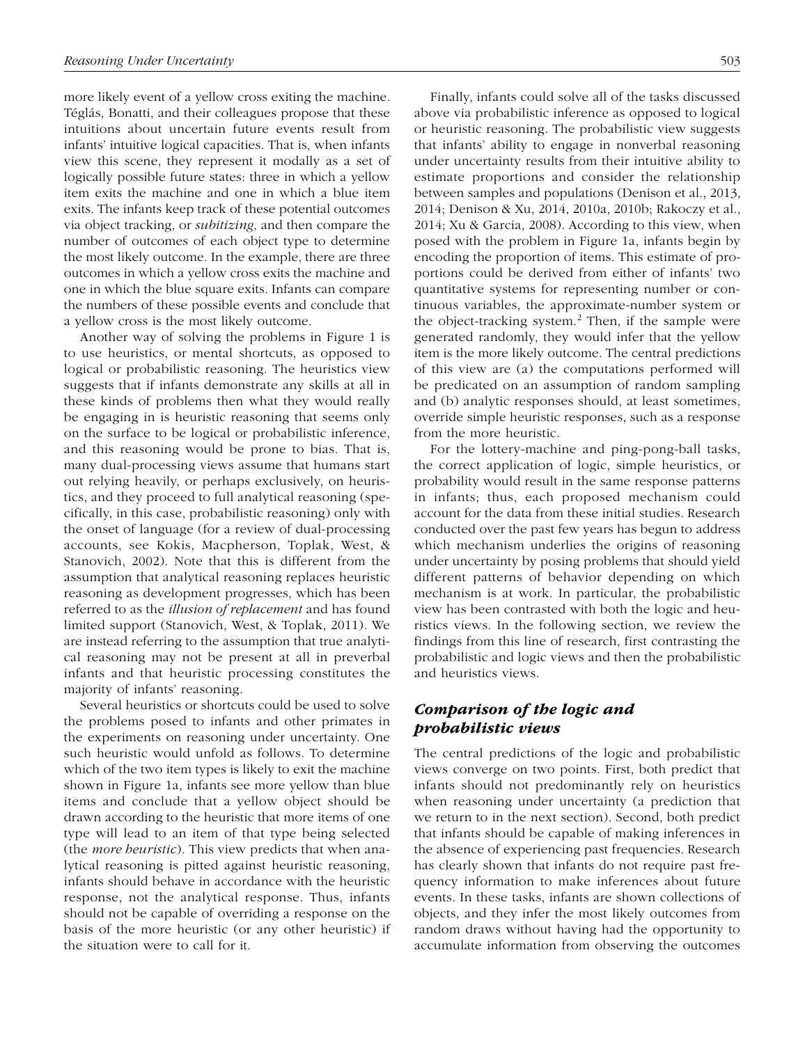more likely event of a yellow cross exiting the machine. Téglás, Bonatti, and their colleagues propose that these intuitions about uncertain future events result from infants' intuitive logical capacities. That is, when infants view this scene, they represent it modally as a set of logically possible future states: three in which a yellow item exits the machine and one in which a blue item exits. The infants keep track of these potential outcomes via object tracking, or *subitizing*, and then compare the number of outcomes of each object type to determine the most likely outcome. In the example, there are three outcomes in which a yellow cross exits the machine and one in which the blue square exits. Infants can compare the numbers of these possible events and conclude that a yellow cross is the most likely outcome.

Another way of solving the problems in Figure 1 is to use heuristics, or mental shortcuts, as opposed to logical or probabilistic reasoning. The heuristics view suggests that if infants demonstrate any skills at all in these kinds of problems then what they would really be engaging in is heuristic reasoning that seems only on the surface to be logical or probabilistic inference, and this reasoning would be prone to bias. That is, many dual-processing views assume that humans start out relying heavily, or perhaps exclusively, on heuristics, and they proceed to full analytical reasoning (specifically, in this case, probabilistic reasoning) only with the onset of language (for a review of dual-processing accounts, see Kokis, Macpherson, Toplak, West, & Stanovich, 2002). Note that this is different from the assumption that analytical reasoning replaces heuristic reasoning as development progresses, which has been referred to as the *illusion of replacement* and has found limited support (Stanovich, West, & Toplak, 2011). We are instead referring to the assumption that true analytical reasoning may not be present at all in preverbal infants and that heuristic processing constitutes the majority of infants' reasoning.

Several heuristics or shortcuts could be used to solve the problems posed to infants and other primates in the experiments on reasoning under uncertainty. One such heuristic would unfold as follows. To determine which of the two item types is likely to exit the machine shown in Figure 1a, infants see more yellow than blue items and conclude that a yellow object should be drawn according to the heuristic that more items of one type will lead to an item of that type being selected (the *more heuristic*). This view predicts that when analytical reasoning is pitted against heuristic reasoning, infants should behave in accordance with the heuristic response, not the analytical response. Thus, infants should not be capable of overriding a response on the basis of the more heuristic (or any other heuristic) if the situation were to call for it.

Finally, infants could solve all of the tasks discussed above via probabilistic inference as opposed to logical or heuristic reasoning. The probabilistic view suggests that infants' ability to engage in nonverbal reasoning under uncertainty results from their intuitive ability to estimate proportions and consider the relationship between samples and populations (Denison et al., 2013, 2014; Denison & Xu, 2014, 2010a, 2010b; Rakoczy et al., 2014; Xu & Garcia, 2008). According to this view, when posed with the problem in Figure 1a, infants begin by encoding the proportion of items. This estimate of proportions could be derived from either of infants' two quantitative systems for representing number or continuous variables, the approximate-number system or the object-tracking system.[2] Then, if the sample were generated randomly, they would infer that the yellow item is the more likely outcome. The central predictions of this view are (a) the computations performed will be predicated on an assumption of random sampling and (b) analytic responses should, at least sometimes, override simple heuristic responses, such as a response from the more heuristic.

For the lottery-machine and ping-pong-ball tasks, the correct application of logic, simple heuristics, or probability would result in the same response patterns in infants; thus, each proposed mechanism could account for the data from these initial studies. Research conducted over the past few years has begun to address which mechanism underlies the origins of reasoning under uncertainty by posing problems that should yield different patterns of behavior depending on which mechanism is at work. In particular, the probabilistic view has been contrasted with both the logic and heuristics views. In the following section, we review the findings from this line of research, first contrasting the probabilistic and logic views and then the probabilistic and heuristics views.

## *Comparison of the logic and probabilistic views*

The central predictions of the logic and probabilistic views converge on two points. First, both predict that infants should not predominantly rely on heuristics when reasoning under uncertainty (a prediction that we return to in the next section). Second, both predict that infants should be capable of making inferences in the absence of experiencing past frequencies. Research has clearly shown that infants do not require past frequency information to make inferences about future events. In these tasks, infants are shown collections of objects, and they infer the most likely outcomes from random draws without having had the opportunity to accumulate information from observing the outcomes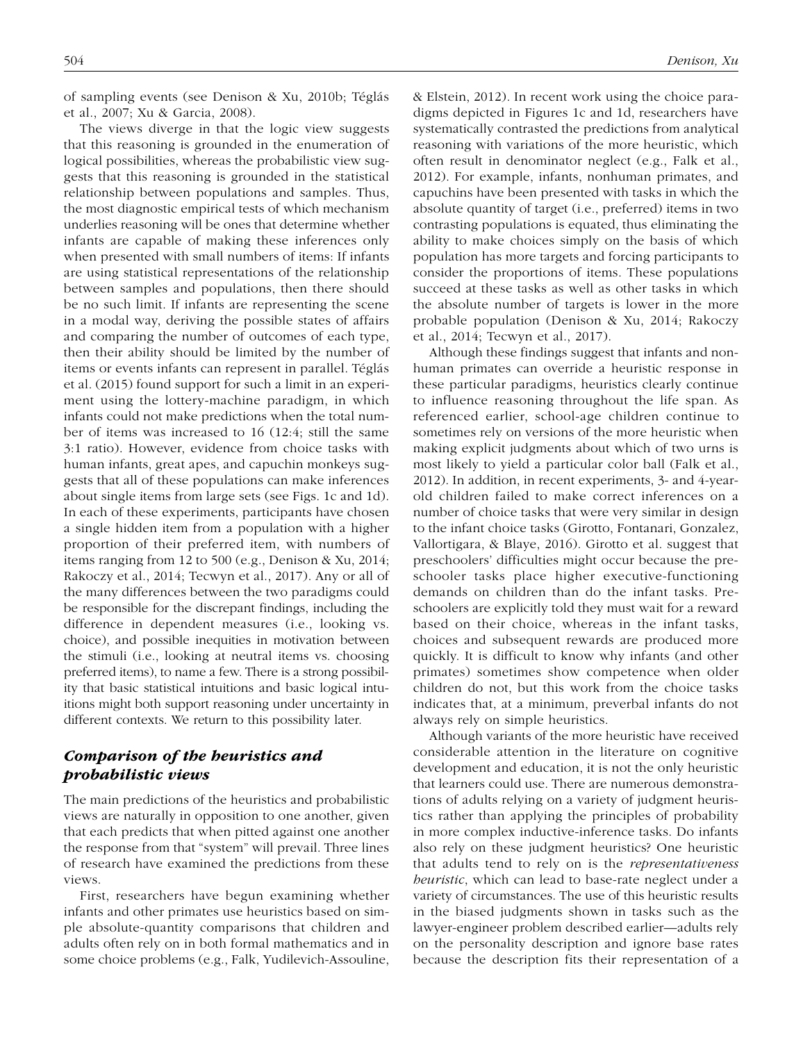of sampling events (see Denison & Xu, 2010b; Téglás et al., 2007; Xu & Garcia, 2008).

The views diverge in that the logic view suggests that this reasoning is grounded in the enumeration of logical possibilities, whereas the probabilistic view suggests that this reasoning is grounded in the statistical relationship between populations and samples. Thus, the most diagnostic empirical tests of which mechanism underlies reasoning will be ones that determine whether infants are capable of making these inferences only when presented with small numbers of items: If infants are using statistical representations of the relationship between samples and populations, then there should be no such limit. If infants are representing the scene in a modal way, deriving the possible states of affairs and comparing the number of outcomes of each type, then their ability should be limited by the number of items or events infants can represent in parallel. Téglás et al. (2015) found support for such a limit in an experiment using the lottery-machine paradigm, in which infants could not make predictions when the total number of items was increased to 16 (12:4; still the same 3:1 ratio). However, evidence from choice tasks with human infants, great apes, and capuchin monkeys suggests that all of these populations can make inferences about single items from large sets (see Figs. 1c and 1d). In each of these experiments, participants have chosen a single hidden item from a population with a higher proportion of their preferred item, with numbers of items ranging from 12 to 500 (e.g., Denison & Xu, 2014; Rakoczy et al., 2014; Tecwyn et al., 2017). Any or all of the many differences between the two paradigms could be responsible for the discrepant findings, including the difference in dependent measures (i.e., looking vs. choice), and possible inequities in motivation between the stimuli (i.e., looking at neutral items vs. choosing preferred items), to name a few. There is a strong possibility that basic statistical intuitions and basic logical intuitions might both support reasoning under uncertainty in different contexts. We return to this possibility later.

## *Comparison of the heuristics and probabilistic views*

The main predictions of the heuristics and probabilistic views are naturally in opposition to one another, given that each predicts that when pitted against one another the response from that "system" will prevail. Three lines of research have examined the predictions from these views.

First, researchers have begun examining whether infants and other primates use heuristics based on simple absolute-quantity comparisons that children and adults often rely on in both formal mathematics and in some choice problems (e.g., Falk, Yudilevich-Assouline, & Elstein, 2012). In recent work using the choice paradigms depicted in Figures 1c and 1d, researchers have systematically contrasted the predictions from analytical reasoning with variations of the more heuristic, which often result in denominator neglect (e.g., Falk et al., 2012). For example, infants, nonhuman primates, and capuchins have been presented with tasks in which the absolute quantity of target (i.e., preferred) items in two contrasting populations is equated, thus eliminating the ability to make choices simply on the basis of which population has more targets and forcing participants to consider the proportions of items. These populations succeed at these tasks as well as other tasks in which the absolute number of targets is lower in the more probable population (Denison & Xu, 2014; Rakoczy et al., 2014; Tecwyn et al., 2017).

Although these findings suggest that infants and nonhuman primates can override a heuristic response in these particular paradigms, heuristics clearly continue to influence reasoning throughout the life span. As referenced earlier, school-age children continue to sometimes rely on versions of the more heuristic when making explicit judgments about which of two urns is most likely to yield a particular color ball (Falk et al., 2012). In addition, in recent experiments, 3- and 4-year-old children failed to make correct inferences on a number of choice tasks that were very similar in design to the infant choice tasks (Girotto, Fontanari, Gonzalez, Vallortigara, & Blaye, 2016). Girotto et al. suggest that preschoolers' difficulties might occur because the preschooler tasks place higher executive-functioning demands on children than do the infant tasks. Preschoolers are explicitly told they must wait for a reward based on their choice, whereas in the infant tasks, choices and subsequent rewards are produced more quickly. It is difficult to know why infants (and other primates) sometimes show competence when older children do not, but this work from the choice tasks indicates that, at a minimum, preverbal infants do not always rely on simple heuristics.

Although variants of the more heuristic have received considerable attention in the literature on cognitive development and education, it is not the only heuristic that learners could use. There are numerous demonstrations of adults relying on a variety of judgment heuristics rather than applying the principles of probability in more complex inductive-inference tasks. Do infants also rely on these judgment heuristics? One heuristic that adults tend to rely on is the *representativeness heuristic*, which can lead to base-rate neglect under a variety of circumstances. The use of this heuristic results in the biased judgments shown in tasks such as the lawyer-engineer problem described earlier—adults rely on the personality description and ignore base rates because the description fits their representation of a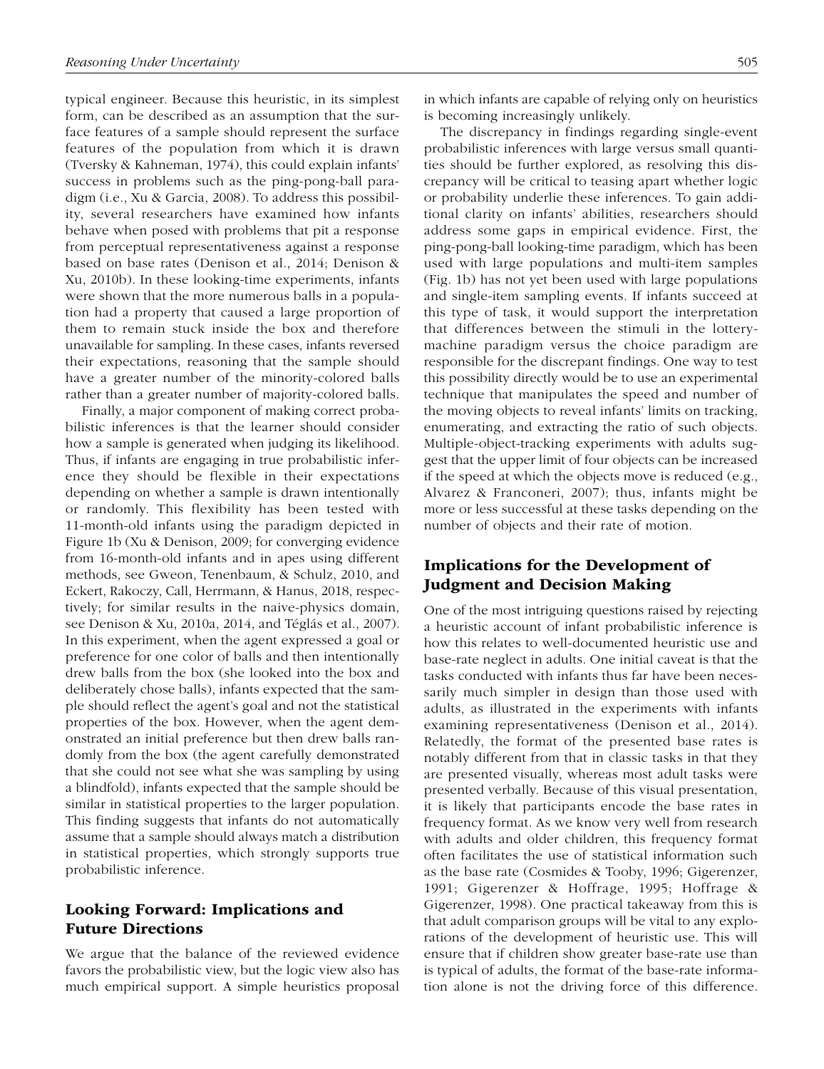typical engineer. Because this heuristic, in its simplest form, can be described as an assumption that the surface features of a sample should represent the surface features of the population from which it is drawn (Tversky & Kahneman, 1974), this could explain infants' success in problems such as the ping-pong-ball paradigm (i.e., Xu & Garcia, 2008). To address this possibility, several researchers have examined how infants behave when posed with problems that pit a response from perceptual representativeness against a response based on base rates (Denison et al., 2014; Denison & Xu, 2010b). In these looking-time experiments, infants were shown that the more numerous balls in a population had a property that caused a large proportion of them to remain stuck inside the box and therefore unavailable for sampling. In these cases, infants reversed their expectations, reasoning that the sample should have a greater number of the minority-colored balls rather than a greater number of majority-colored balls.

Finally, a major component of making correct probabilistic inferences is that the learner should consider how a sample is generated when judging its likelihood. Thus, if infants are engaging in true probabilistic inference they should be flexible in their expectations depending on whether a sample is drawn intentionally or randomly. This flexibility has been tested with 11-month-old infants using the paradigm depicted in Figure 1b (Xu & Denison, 2009; for converging evidence from 16-month-old infants and in apes using different methods, see Gweon, Tenenbaum, & Schulz, 2010, and Eckert, Rakoczy, Call, Herrmann, & Hanus, 2018, respectively; for similar results in the naive-physics domain, see Denison & Xu, 2010a, 2014, and Téglás et al., 2007). In this experiment, when the agent expressed a goal or preference for one color of balls and then intentionally drew balls from the box (she looked into the box and deliberately chose balls), infants expected that the sample should reflect the agent's goal and not the statistical properties of the box. However, when the agent demonstrated an initial preference but then drew balls randomly from the box (the agent carefully demonstrated that she could not see what she was sampling by using a blindfold), infants expected that the sample should be similar in statistical properties to the larger population. This finding suggests that infants do not automatically assume that a sample should always match a distribution in statistical properties, which strongly supports true probabilistic inference.

## Looking Forward: Implications and Future Directions

We argue that the balance of the reviewed evidence favors the probabilistic view, but the logic view also has much empirical support. A simple heuristics proposal in which infants are capable of relying only on heuristics is becoming increasingly unlikely.

The discrepancy in findings regarding single-event probabilistic inferences with large versus small quantities should be further explored, as resolving this discrepancy will be critical to teasing apart whether logic or probability underlie these inferences. To gain additional clarity on infants' abilities, researchers should address some gaps in empirical evidence. First, the ping-pong-ball looking-time paradigm, which has been used with large populations and multi-item samples (Fig. 1b) has not yet been used with large populations and single-item sampling events. If infants succeed at this type of task, it would support the interpretation that differences between the stimuli in the lottery-machine paradigm versus the choice paradigm are responsible for the discrepant findings. One way to test this possibility directly would be to use an experimental technique that manipulates the speed and number of the moving objects to reveal infants' limits on tracking, enumerating, and extracting the ratio of such objects. Multiple-object-tracking experiments with adults suggest that the upper limit of four objects can be increased if the speed at which the objects move is reduced (e.g., Alvarez & Franconeri, 2007); thus, infants might be more or less successful at these tasks depending on the number of objects and their rate of motion.

## Implications for the Development of Judgment and Decision Making

One of the most intriguing questions raised by rejecting a heuristic account of infant probabilistic inference is how this relates to well-documented heuristic use and base-rate neglect in adults. One initial caveat is that the tasks conducted with infants thus far have been necessarily much simpler in design than those used with adults, as illustrated in the experiments with infants examining representativeness (Denison et al., 2014). Relatedly, the format of the presented base rates is notably different from that in classic tasks in that they are presented visually, whereas most adult tasks were presented verbally. Because of this visual presentation, it is likely that participants encode the base rates in frequency format. As we know very well from research with adults and older children, this frequency format often facilitates the use of statistical information such as the base rate (Cosmides & Tooby, 1996; Gigerenzer, 1991; Gigerenzer & Hoffrage, 1995; Hoffrage & Gigerenzer, 1998). One practical takeaway from this is that adult comparison groups will be vital to any explorations of the development of heuristic use. This will ensure that if children show greater base-rate use than is typical of adults, the format of the base-rate information alone is not the driving force of this difference.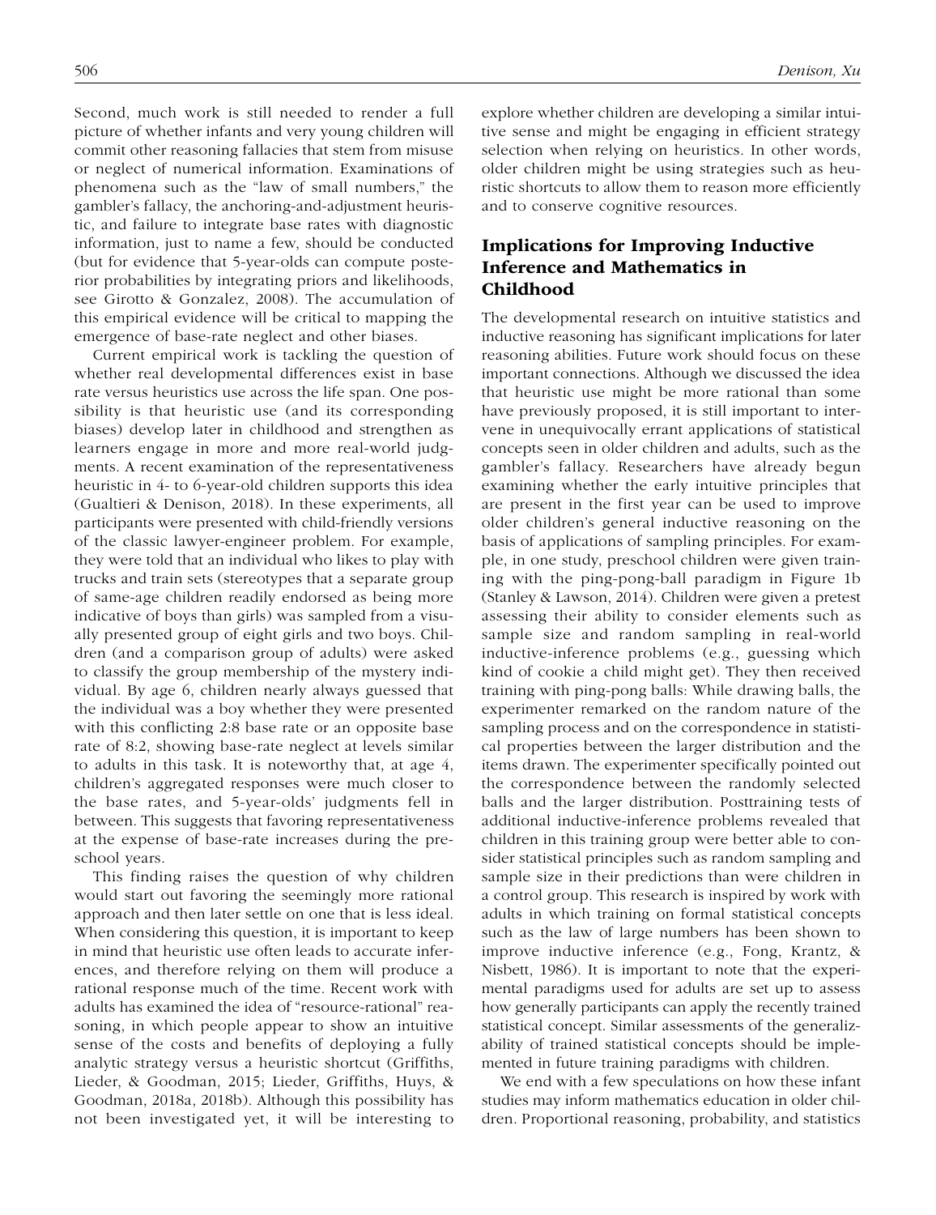Second, much work is still needed to render a full picture of whether infants and very young children will commit other reasoning fallacies that stem from misuse or neglect of numerical information. Examinations of phenomena such as the "law of small numbers," the gambler's fallacy, the anchoring-and-adjustment heuristic, and failure to integrate base rates with diagnostic information, just to name a few, should be conducted (but for evidence that 5-year-olds can compute posterior probabilities by integrating priors and likelihoods, see Girotto & Gonzalez, 2008). The accumulation of this empirical evidence will be critical to mapping the emergence of base-rate neglect and other biases.

Current empirical work is tackling the question of whether real developmental differences exist in base rate versus heuristics use across the life span. One possibility is that heuristic use (and its corresponding biases) develop later in childhood and strengthen as learners engage in more and more real-world judgments. A recent examination of the representativeness heuristic in 4- to 6-year-old children supports this idea (Gualtieri & Denison, 2018). In these experiments, all participants were presented with child-friendly versions of the classic lawyer-engineer problem. For example, they were told that an individual who likes to play with trucks and train sets (stereotypes that a separate group of same-age children readily endorsed as being more indicative of boys than girls) was sampled from a visually presented group of eight girls and two boys. Children (and a comparison group of adults) were asked to classify the group membership of the mystery individual. By age 6, children nearly always guessed that the individual was a boy whether they were presented with this conflicting 2:8 base rate or an opposite base rate of 8:2, showing base-rate neglect at levels similar to adults in this task. It is noteworthy that, at age 4, children's aggregated responses were much closer to the base rates, and 5-year-olds' judgments fell in between. This suggests that favoring representativeness at the expense of base-rate increases during the preschool years.

This finding raises the question of why children would start out favoring the seemingly more rational approach and then later settle on one that is less ideal. When considering this question, it is important to keep in mind that heuristic use often leads to accurate inferences, and therefore relying on them will produce a rational response much of the time. Recent work with adults has examined the idea of "resource-rational" reasoning, in which people appear to show an intuitive sense of the costs and benefits of deploying a fully analytic strategy versus a heuristic shortcut (Griffiths, Lieder, & Goodman, 2015; Lieder, Griffiths, Huys, & Goodman, 2018a, 2018b). Although this possibility has not been investigated yet, it will be interesting to explore whether children are developing a similar intuitive sense and might be engaging in efficient strategy selection when relying on heuristics. In other words, older children might be using strategies such as heuristic shortcuts to allow them to reason more efficiently and to conserve cognitive resources.

## Implications for Improving Inductive Inference and Mathematics in Childhood

The developmental research on intuitive statistics and inductive reasoning has significant implications for later reasoning abilities. Future work should focus on these important connections. Although we discussed the idea that heuristic use might be more rational than some have previously proposed, it is still important to intervene in unequivocally errant applications of statistical concepts seen in older children and adults, such as the gambler's fallacy. Researchers have already begun examining whether the early intuitive principles that are present in the first year can be used to improve older children's general inductive reasoning on the basis of applications of sampling principles. For example, in one study, preschool children were given training with the ping-pong-ball paradigm in Figure 1b (Stanley & Lawson, 2014). Children were given a pretest assessing their ability to consider elements such as sample size and random sampling in real-world inductive-inference problems (e.g., guessing which kind of cookie a child might get). They then received training with ping-pong balls: While drawing balls, the experimenter remarked on the random nature of the sampling process and on the correspondence in statistical properties between the larger distribution and the items drawn. The experimenter specifically pointed out the correspondence between the randomly selected balls and the larger distribution. Posttraining tests of additional inductive-inference problems revealed that children in this training group were better able to consider statistical principles such as random sampling and sample size in their predictions than were children in a control group. This research is inspired by work with adults in which training on formal statistical concepts such as the law of large numbers has been shown to improve inductive inference (e.g., Fong, Krantz, & Nisbett, 1986). It is important to note that the experimental paradigms used for adults are set up to assess how generally participants can apply the recently trained statistical concept. Similar assessments of the generalizability of trained statistical concepts should be implemented in future training paradigms with children.

We end with a few speculations on how these infant studies may inform mathematics education in older children. Proportional reasoning, probability, and statistics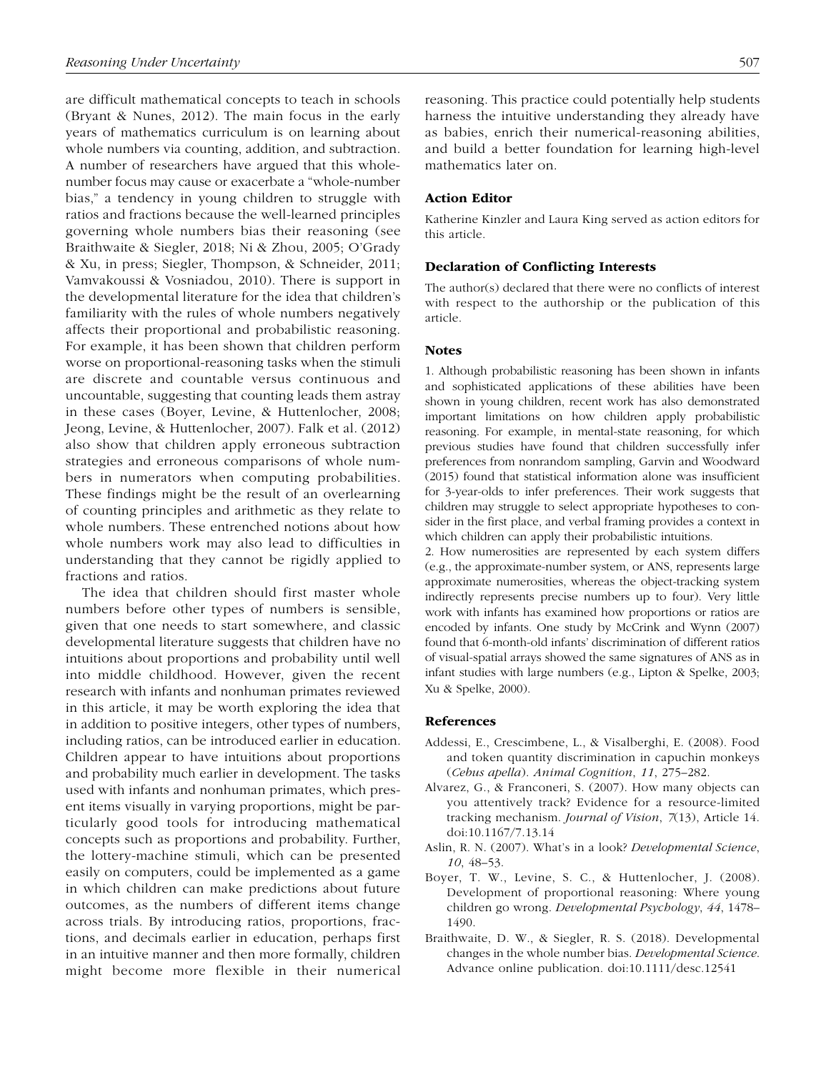are difficult mathematical concepts to teach in schools (Bryant & Nunes, 2012). The main focus in the early years of mathematics curriculum is on learning about whole numbers via counting, addition, and subtraction. A number of researchers have argued that this whole-number focus may cause or exacerbate a "whole-number bias," a tendency in young children to struggle with ratios and fractions because the well-learned principles governing whole numbers bias their reasoning (see Braithwaite & Siegler, 2018; Ni & Zhou, 2005; O'Grady & Xu, in press; Siegler, Thompson, & Schneider, 2011; Vamvakoussi & Vosniadou, 2010). There is support in the developmental literature for the idea that children's familiarity with the rules of whole numbers negatively affects their proportional and probabilistic reasoning. For example, it has been shown that children perform worse on proportional-reasoning tasks when the stimuli are discrete and countable versus continuous and uncountable, suggesting that counting leads them astray in these cases (Boyer, Levine, & Huttenlocher, 2008; Jeong, Levine, & Huttenlocher, 2007). Falk et al. (2012) also show that children apply erroneous subtraction strategies and erroneous comparisons of whole numbers in numerators when computing probabilities. These findings might be the result of an overlearning of counting principles and arithmetic as they relate to whole numbers. These entrenched notions about how whole numbers work may also lead to difficulties in understanding that they cannot be rigidly applied to fractions and ratios.

The idea that children should first master whole numbers before other types of numbers is sensible, given that one needs to start somewhere, and classic developmental literature suggests that children have no intuitions about proportions and probability until well into middle childhood. However, given the recent research with infants and nonhuman primates reviewed in this article, it may be worth exploring the idea that in addition to positive integers, other types of numbers, including ratios, can be introduced earlier in education. Children appear to have intuitions about proportions and probability much earlier in development. The tasks used with infants and nonhuman primates, which present items visually in varying proportions, might be particularly good tools for introducing mathematical concepts such as proportions and probability. Further, the lottery-machine stimuli, which can be presented easily on computers, could be implemented as a game in which children can make predictions about future outcomes, as the numbers of different items change across trials. By introducing ratios, proportions, fractions, and decimals earlier in education, perhaps first in an intuitive manner and then more formally, children might become more flexible in their numerical reasoning. This practice could potentially help students harness the intuitive understanding they already have as babies, enrich their numerical-reasoning abilities, and build a better foundation for learning high-level mathematics later on.

### Action Editor

Katherine Kinzler and Laura King served as action editors for this article.

### Declaration of Conflicting Interests

The author(s) declared that there were no conflicts of interest with respect to the authorship or the publication of this article.

### Notes

1. Although probabilistic reasoning has been shown in infants and sophisticated applications of these abilities have been shown in young children, recent work has also demonstrated important limitations on how children apply probabilistic reasoning. For example, in mental-state reasoning, for which previous studies have found that children successfully infer preferences from nonrandom sampling, Garvin and Woodward (2015) found that statistical information alone was insufficient for 3-year-olds to infer preferences. Their work suggests that children may struggle to select appropriate hypotheses to consider in the first place, and verbal framing provides a context in which children can apply their probabilistic intuitions.

2. How numerosities are represented by each system differs (e.g., the approximate-number system, or ANS, represents large approximate numerosities, whereas the object-tracking system indirectly represents precise numbers up to four). Very little work with infants has examined how proportions or ratios are encoded by infants. One study by McCrink and Wynn (2007) found that 6-month-old infants' discrimination of different ratios of visual-spatial arrays showed the same signatures of ANS as in infant studies with large numbers (e.g., Lipton & Spelke, 2003; Xu & Spelke, 2000).

### References

Addessi, E., Crescimbene, L., & Visalberghi, E. (2008). Food and token quantity discrimination in capuchin monkeys (*Cebus apella*). *Animal Cognition*, *11*, 275–282.

Alvarez, G., & Franconeri, S. (2007). How many objects can you attentively track? Evidence for a resource-limited tracking mechanism. *Journal of Vision*, *7*(13), Article 14. doi:10.1167/7.13.14

Aslin, R. N. (2007). What's in a look? *Developmental Science*, *10*, 48–53.

Boyer, T. W., Levine, S. C., & Huttenlocher, J. (2008). Development of proportional reasoning: Where young children go wrong. *Developmental Psychology*, *44*, 1478–1490.

Braithwaite, D. W., & Siegler, R. S. (2018). Developmental changes in the whole number bias. *Developmental Science*. Advance online publication. doi:10.1111/desc.12541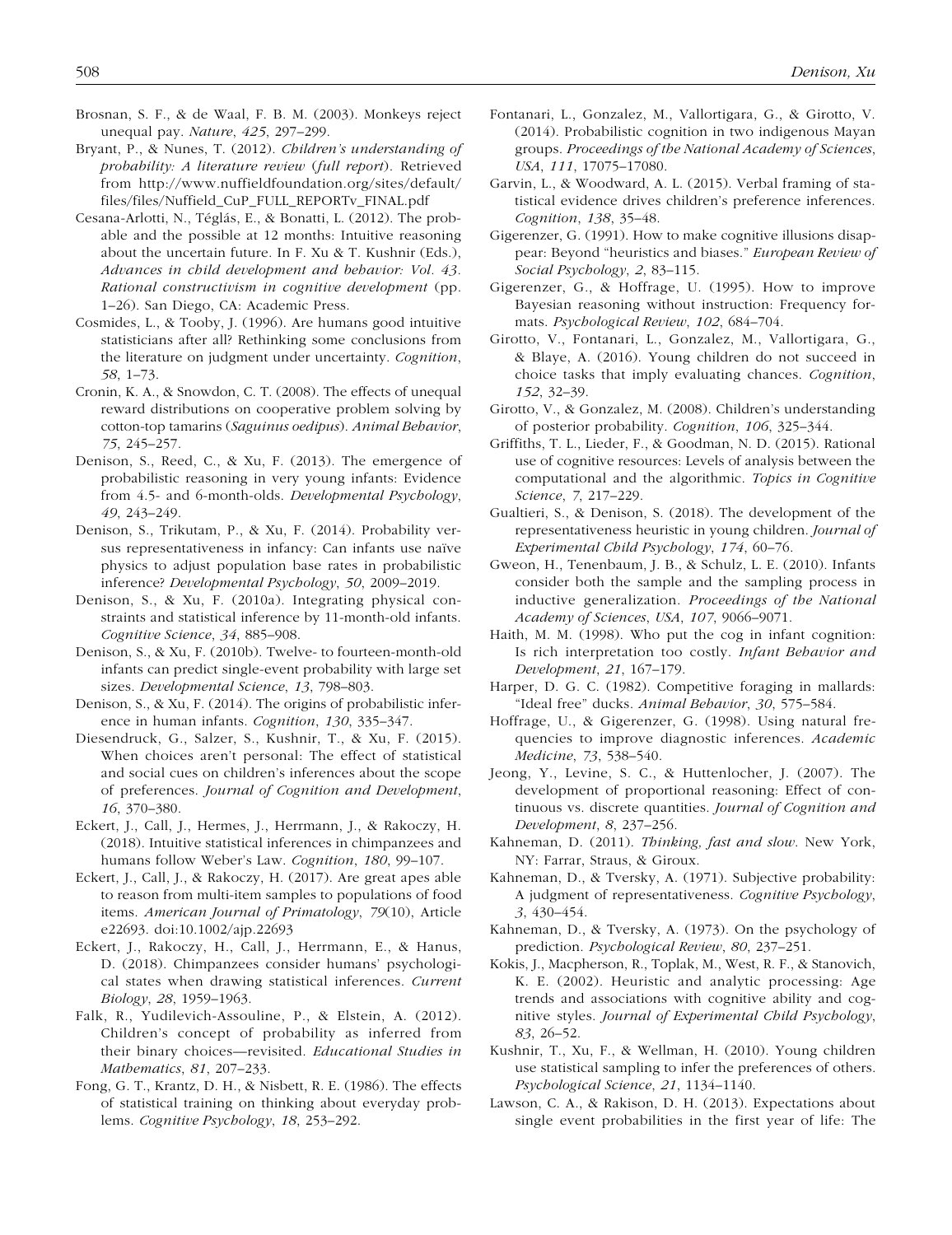Brosnan, S. F., & de Waal, F. B. M. (2003). Monkeys reject unequal pay. *Nature*, *425*, 297–299.

Bryant, P., & Nunes, T. (2012). *Children's understanding of probability: A literature review* (*full report*). Retrieved from http://www.nuffieldfoundation.org/sites/default/files/files/Nuffield_CuP_FULL_REPORTv_FINAL.pdf

Cesana-Arlotti, N., Téglás, E., & Bonatti, L. (2012). The probable and the possible at 12 months: Intuitive reasoning about the uncertain future. In F. Xu & T. Kushnir (Eds.), *Advances in child development and behavior: Vol. 43. Rational constructivism in cognitive development* (pp. 1–26). San Diego, CA: Academic Press.

Cosmides, L., & Tooby, J. (1996). Are humans good intuitive statisticians after all? Rethinking some conclusions from the literature on judgment under uncertainty. *Cognition*, *58*, 1–73.

Cronin, K. A., & Snowdon, C. T. (2008). The effects of unequal reward distributions on cooperative problem solving by cotton-top tamarins (*Saguinus oedipus*). *Animal Behavior*, *75*, 245–257.

Denison, S., Reed, C., & Xu, F. (2013). The emergence of probabilistic reasoning in very young infants: Evidence from 4.5- and 6-month-olds. *Developmental Psychology*, *49*, 243–249.

Denison, S., Trikutam, P., & Xu, F. (2014). Probability versus representativeness in infancy: Can infants use naïve physics to adjust population base rates in probabilistic inference? *Developmental Psychology*, *50*, 2009–2019.

Denison, S., & Xu, F. (2010a). Integrating physical constraints and statistical inference by 11-month-old infants. *Cognitive Science*, *34*, 885–908.

Denison, S., & Xu, F. (2010b). Twelve- to fourteen-month-old infants can predict single-event probability with large set sizes. *Developmental Science*, *13*, 798–803.

Denison, S., & Xu, F. (2014). The origins of probabilistic inference in human infants. *Cognition*, *130*, 335–347.

Diesendruck, G., Salzer, S., Kushnir, T., & Xu, F. (2015). When choices aren't personal: The effect of statistical and social cues on children's inferences about the scope of preferences. *Journal of Cognition and Development*, *16*, 370–380.

Eckert, J., Call, J., Hermes, J., Herrmann, J., & Rakoczy, H. (2018). Intuitive statistical inferences in chimpanzees and humans follow Weber's Law. *Cognition*, *180*, 99–107.

Eckert, J., Call, J., & Rakoczy, H. (2017). Are great apes able to reason from multi-item samples to populations of food items. *American Journal of Primatology*, *79*(10), Article e22693. doi:10.1002/ajp.22693

Eckert, J., Rakoczy, H., Call, J., Herrmann, E., & Hanus, D. (2018). Chimpanzees consider humans' psychological states when drawing statistical inferences. *Current Biology*, *28*, 1959–1963.

Falk, R., Yudilevich-Assouline, P., & Elstein, A. (2012). Children's concept of probability as inferred from their binary choices—revisited. *Educational Studies in Mathematics*, *81*, 207–233.

Fong, G. T., Krantz, D. H., & Nisbett, R. E. (1986). The effects of statistical training on thinking about everyday problems. *Cognitive Psychology*, *18*, 253–292.

Fontanari, L., Gonzalez, M., Vallortigara, G., & Girotto, V. (2014). Probabilistic cognition in two indigenous Mayan groups. *Proceedings of the National Academy of Sciences, USA*, *111*, 17075–17080.

Garvin, L., & Woodward, A. L. (2015). Verbal framing of statistical evidence drives children's preference inferences. *Cognition*, *138*, 35–48.

Gigerenzer, G. (1991). How to make cognitive illusions disappear: Beyond "heuristics and biases." *European Review of Social Psychology*, *2*, 83–115.

Gigerenzer, G., & Hoffrage, U. (1995). How to improve Bayesian reasoning without instruction: Frequency formats. *Psychological Review*, *102*, 684–704.

Girotto, V., Fontanari, L., Gonzalez, M., Vallortigara, G., & Blaye, A. (2016). Young children do not succeed in choice tasks that imply evaluating chances. *Cognition*, *152*, 32–39.

Girotto, V., & Gonzalez, M. (2008). Children's understanding of posterior probability. *Cognition*, *106*, 325–344.

Griffiths, T. L., Lieder, F., & Goodman, N. D. (2015). Rational use of cognitive resources: Levels of analysis between the computational and the algorithmic. *Topics in Cognitive Science*, *7*, 217–229.

Gualtieri, S., & Denison, S. (2018). The development of the representativeness heuristic in young children. *Journal of Experimental Child Psychology*, *174*, 60–76.

Gweon, H., Tenenbaum, J. B., & Schulz, L. E. (2010). Infants consider both the sample and the sampling process in inductive generalization. *Proceedings of the National Academy of Sciences, USA*, *107*, 9066–9071.

Haith, M. M. (1998). Who put the cog in infant cognition: Is rich interpretation too costly. *Infant Behavior and Development*, *21*, 167–179.

Harper, D. G. C. (1982). Competitive foraging in mallards: "Ideal free" ducks. *Animal Behavior*, *30*, 575–584.

Hoffrage, U., & Gigerenzer, G. (1998). Using natural frequencies to improve diagnostic inferences. *Academic Medicine*, *73*, 538–540.

Jeong, Y., Levine, S. C., & Huttenlocher, J. (2007). The development of proportional reasoning: Effect of continuous vs. discrete quantities. *Journal of Cognition and Development*, *8*, 237–256.

Kahneman, D. (2011). *Thinking, fast and slow*. New York, NY: Farrar, Straus, & Giroux.

Kahneman, D., & Tversky, A. (1971). Subjective probability: A judgment of representativeness. *Cognitive Psychology*, *3*, 430–454.

Kahneman, D., & Tversky, A. (1973). On the psychology of prediction. *Psychological Review*, *80*, 237–251.

Kokis, J., Macpherson, R., Toplak, M., West, R. F., & Stanovich, K. E. (2002). Heuristic and analytic processing: Age trends and associations with cognitive ability and cognitive styles. *Journal of Experimental Child Psychology*, *83*, 26–52.

Kushnir, T., Xu, F., & Wellman, H. (2010). Young children use statistical sampling to infer the preferences of others. *Psychological Science*, *21*, 1134–1140.

Lawson, C. A., & Rakison, D. H. (2013). Expectations about single event probabilities in the first year of life: The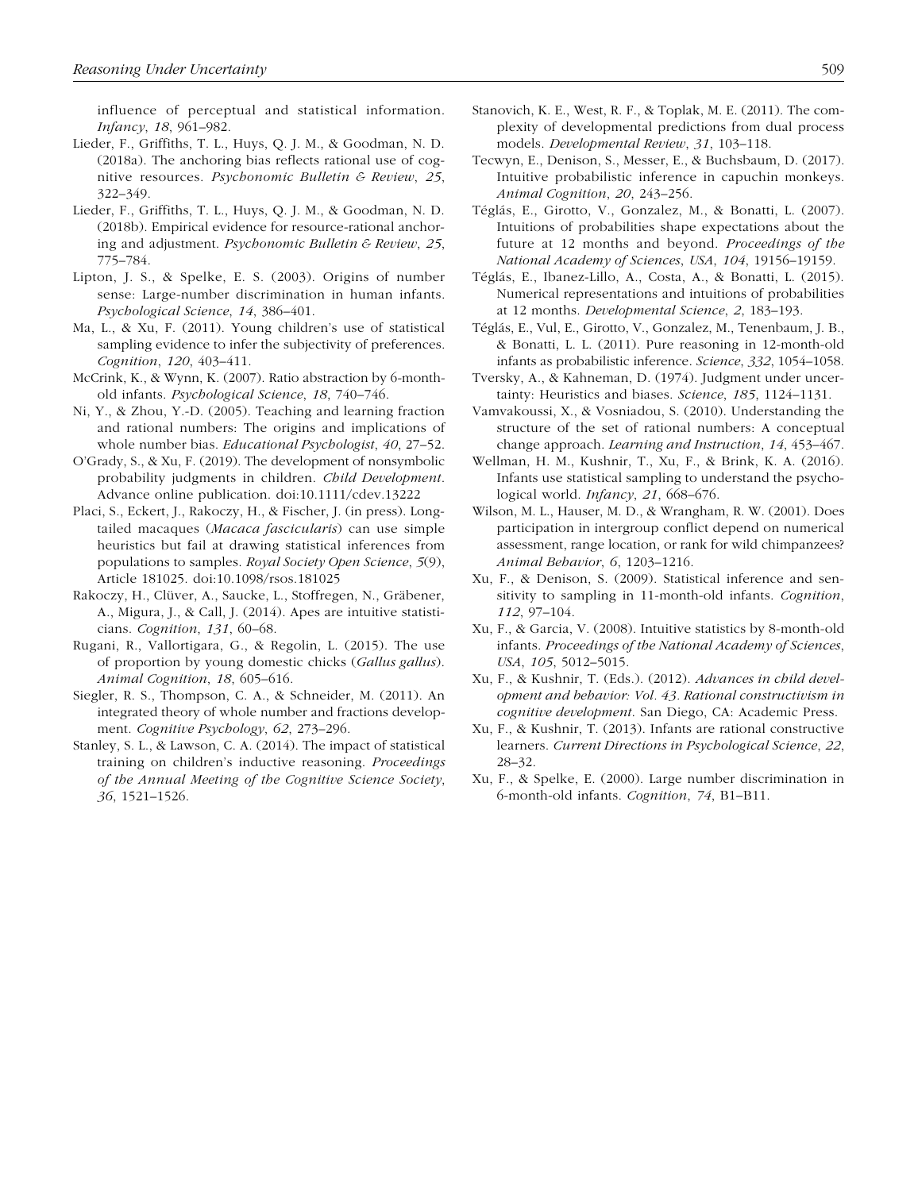influence of perceptual and statistical information. *Infancy*, *18*, 961–982.

Lieder, F., Griffiths, T. L., Huys, Q. J. M., & Goodman, N. D. (2018a). The anchoring bias reflects rational use of cognitive resources. *Psychonomic Bulletin & Review*, *25*, 322–349.

Lieder, F., Griffiths, T. L., Huys, Q. J. M., & Goodman, N. D. (2018b). Empirical evidence for resource-rational anchoring and adjustment. *Psychonomic Bulletin & Review*, *25*, 775–784.

Lipton, J. S., & Spelke, E. S. (2003). Origins of number sense: Large-number discrimination in human infants. *Psychological Science*, *14*, 386–401.

Ma, L., & Xu, F. (2011). Young children's use of statistical sampling evidence to infer the subjectivity of preferences. *Cognition*, *120*, 403–411.

McCrink, K., & Wynn, K. (2007). Ratio abstraction by 6-month-old infants. *Psychological Science*, *18*, 740–746.

Ni, Y., & Zhou, Y.-D. (2005). Teaching and learning fraction and rational numbers: The origins and implications of whole number bias. *Educational Psychologist*, *40*, 27–52.

O'Grady, S., & Xu, F. (2019). The development of nonsymbolic probability judgments in children. *Child Development*. Advance online publication. doi:10.1111/cdev.13222

Placi, S., Eckert, J., Rakoczy, H., & Fischer, J. (in press). Long-tailed macaques (*Macaca fascicularis*) can use simple heuristics but fail at drawing statistical inferences from populations to samples. *Royal Society Open Science*, *5*(9), Article 181025. doi:10.1098/rsos.181025

Rakoczy, H., Clüver, A., Saucke, L., Stoffregen, N., Gräbener, A., Migura, J., & Call, J. (2014). Apes are intuitive statisticians. *Cognition*, *131*, 60–68.

Rugani, R., Vallortigara, G., & Regolin, L. (2015). The use of proportion by young domestic chicks (*Gallus gallus*). *Animal Cognition*, *18*, 605–616.

Siegler, R. S., Thompson, C. A., & Schneider, M. (2011). An integrated theory of whole number and fractions development. *Cognitive Psychology*, *62*, 273–296.

Stanley, S. L., & Lawson, C. A. (2014). The impact of statistical training on children's inductive reasoning. *Proceedings of the Annual Meeting of the Cognitive Science Society*, *36*, 1521–1526.

Stanovich, K. E., West, R. F., & Toplak, M. E. (2011). The complexity of developmental predictions from dual process models. *Developmental Review*, *31*, 103–118.

Tecwyn, E., Denison, S., Messer, E., & Buchsbaum, D. (2017). Intuitive probabilistic inference in capuchin monkeys. *Animal Cognition*, *20*, 243–256.

Téglás, E., Girotto, V., Gonzalez, M., & Bonatti, L. (2007). Intuitions of probabilities shape expectations about the future at 12 months and beyond. *Proceedings of the National Academy of Sciences, USA*, *104*, 19156–19159.

Téglás, E., Ibanez-Lillo, A., Costa, A., & Bonatti, L. (2015). Numerical representations and intuitions of probabilities at 12 months. *Developmental Science*, *2*, 183–193.

Téglás, E., Vul, E., Girotto, V., Gonzalez, M., Tenenbaum, J. B., & Bonatti, L. L. (2011). Pure reasoning in 12-month-old infants as probabilistic inference. *Science*, *332*, 1054–1058.

Tversky, A., & Kahneman, D. (1974). Judgment under uncertainty: Heuristics and biases. *Science*, *185*, 1124–1131.

Vamvakoussi, X., & Vosniadou, S. (2010). Understanding the structure of the set of rational numbers: A conceptual change approach. *Learning and Instruction*, *14*, 453–467.

Wellman, H. M., Kushnir, T., Xu, F., & Brink, K. A. (2016). Infants use statistical sampling to understand the psychological world. *Infancy*, *21*, 668–676.

Wilson, M. L., Hauser, M. D., & Wrangham, R. W. (2001). Does participation in intergroup conflict depend on numerical assessment, range location, or rank for wild chimpanzees? *Animal Behavior*, *6*, 1203–1216.

Xu, F., & Denison, S. (2009). Statistical inference and sensitivity to sampling in 11-month-old infants. *Cognition*, *112*, 97–104.

Xu, F., & Garcia, V. (2008). Intuitive statistics by 8-month-old infants. *Proceedings of the National Academy of Sciences, USA*, *105*, 5012–5015.

Xu, F., & Kushnir, T. (Eds.). (2012). *Advances in child development and behavior: Vol. 43. Rational constructivism in cognitive development*. San Diego, CA: Academic Press.

Xu, F., & Kushnir, T. (2013). Infants are rational constructive learners. *Current Directions in Psychological Science*, *22*, 28–32.

Xu, F., & Spelke, E. (2000). Large number discrimination in 6-month-old infants. *Cognition*, *74*, B1–B11.